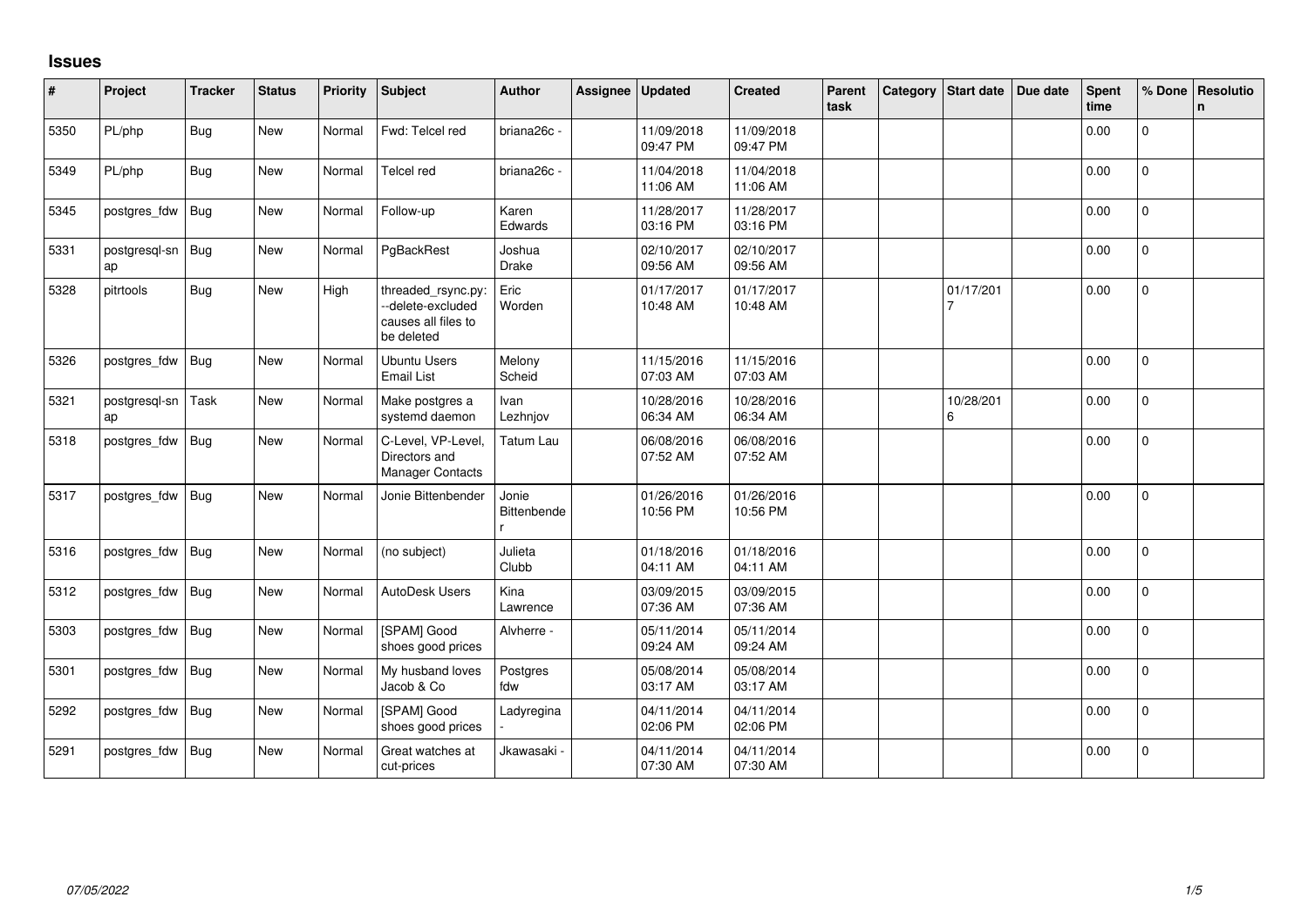## Issues

| # | Project | Tracker | Status | Priority | Subject | Author | Assignee | Updated | Created | Parent task | Category | Start date | Due date | Spent time | % Done | Resolution |
|---|---|---|---|---|---|---|---|---|---|---|---|---|---|---|---|---|
| 5350 | PL/php | Bug | New | Normal | Fwd: Telcel red | briana26c - | | 11/09/2018 09:47 PM | 11/09/2018 09:47 PM | | | | | 0.00 | 0 | |
| 5349 | PL/php | Bug | New | Normal | Telcel red | briana26c - | | 11/04/2018 11:06 AM | 11/04/2018 11:06 AM | | | | | 0.00 | 0 | |
| 5345 | postgres_fdw | Bug | New | Normal | Follow-up | Karen Edwards | | 11/28/2017 03:16 PM | 11/28/2017 03:16 PM | | | | | 0.00 | 0 | |
| 5331 | postgresql-snap | Bug | New | Normal | PgBackRest | Joshua Drake | | 02/10/2017 09:56 AM | 02/10/2017 09:56 AM | | | | | 0.00 | 0 | |
| 5328 | pitrtools | Bug | New | High | threaded_rsync.py: --delete-excluded causes all files to be deleted | Eric Worden | | 01/17/2017 10:48 AM | 01/17/2017 10:48 AM | | | 01/17/2017 | | 0.00 | 0 | |
| 5326 | postgres_fdw | Bug | New | Normal | Ubuntu Users Email List | Melony Scheid | | 11/15/2016 07:03 AM | 11/15/2016 07:03 AM | | | | | 0.00 | 0 | |
| 5321 | postgresql-snap | Task | New | Normal | Make postgres a systemd daemon | Ivan Lezhnjov | | 10/28/2016 06:34 AM | 10/28/2016 06:34 AM | | | 10/28/2016 | | 0.00 | 0 | |
| 5318 | postgres_fdw | Bug | New | Normal | C-Level, VP-Level, Directors and Manager Contacts | Tatum Lau | | 06/08/2016 07:52 AM | 06/08/2016 07:52 AM | | | | | 0.00 | 0 | |
| 5317 | postgres_fdw | Bug | New | Normal | Jonie Bittenbender | Jonie Bittenbender | | 01/26/2016 10:56 PM | 01/26/2016 10:56 PM | | | | | 0.00 | 0 | |
| 5316 | postgres_fdw | Bug | New | Normal | (no subject) | Julieta Clubb | | 01/18/2016 04:11 AM | 01/18/2016 04:11 AM | | | | | 0.00 | 0 | |
| 5312 | postgres_fdw | Bug | New | Normal | AutoDesk Users | Kina Lawrence | | 03/09/2015 07:36 AM | 03/09/2015 07:36 AM | | | | | 0.00 | 0 | |
| 5303 | postgres_fdw | Bug | New | Normal | [SPAM] Good shoes good prices | Alvherre - | | 05/11/2014 09:24 AM | 05/11/2014 09:24 AM | | | | | 0.00 | 0 | |
| 5301 | postgres_fdw | Bug | New | Normal | My husband loves Jacob & Co | Postgres fdw | | 05/08/2014 03:17 AM | 05/08/2014 03:17 AM | | | | | 0.00 | 0 | |
| 5292 | postgres_fdw | Bug | New | Normal | [SPAM] Good shoes good prices | Ladyregina - | | 04/11/2014 02:06 PM | 04/11/2014 02:06 PM | | | | | 0.00 | 0 | |
| 5291 | postgres_fdw | Bug | New | Normal | Great watches at cut-prices | Jkawasaki - | | 04/11/2014 07:30 AM | 04/11/2014 07:30 AM | | | | | 0.00 | 0 | |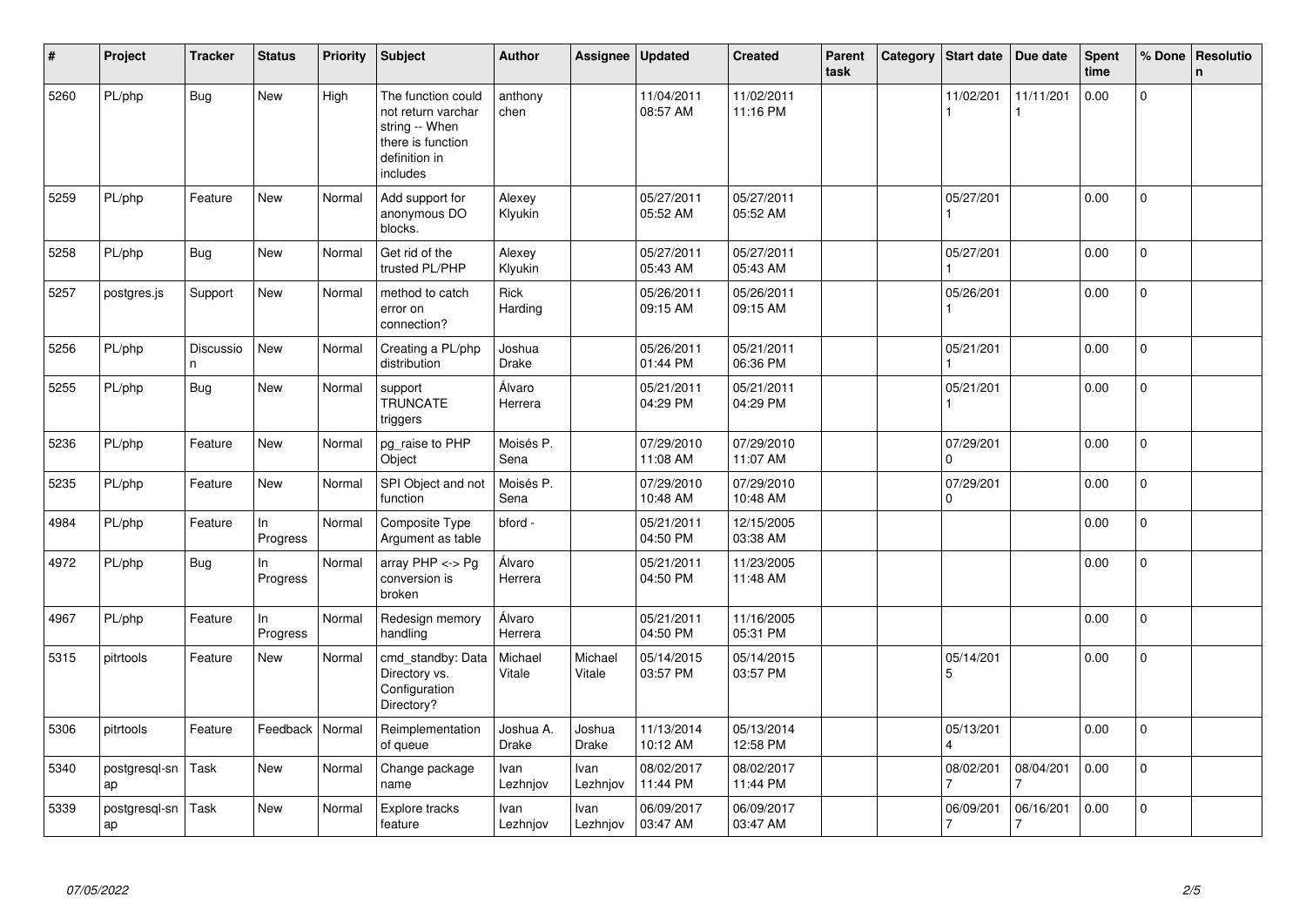| # | Project | Tracker | Status | Priority | Subject | Author | Assignee | Updated | Created | Parent task | Category | Start date | Due date | Spent time | % Done | Resolution |
|---|---|---|---|---|---|---|---|---|---|---|---|---|---|---|---|---|
| 5260 | PL/php | Bug | New | High | The function could not return varchar string -- When there is function definition in includes | anthony chen | | 11/04/2011 08:57 AM | 11/02/2011 11:16 PM | | | 11/02/2011 | 11/11/2011 | 0.00 | 0 | |
| 5259 | PL/php | Feature | New | Normal | Add support for anonymous DO blocks. | Alexey Klyukin | | 05/27/2011 05:52 AM | 05/27/2011 05:52 AM | | | 05/27/2011 | | 0.00 | 0 | |
| 5258 | PL/php | Bug | New | Normal | Get rid of the trusted PL/PHP | Alexey Klyukin | | 05/27/2011 05:43 AM | 05/27/2011 05:43 AM | | | 05/27/2011 | | 0.00 | 0 | |
| 5257 | postgres.js | Support | New | Normal | method to catch error on connection? | Rick Harding | | 05/26/2011 09:15 AM | 05/26/2011 09:15 AM | | | 05/26/2011 | | 0.00 | 0 | |
| 5256 | PL/php | Discussion | New | Normal | Creating a PL/php distribution | Joshua Drake | | 05/26/2011 01:44 PM | 05/21/2011 06:36 PM | | | 05/21/2011 | | 0.00 | 0 | |
| 5255 | PL/php | Bug | New | Normal | support TRUNCATE triggers | Álvaro Herrera | | 05/21/2011 04:29 PM | 05/21/2011 04:29 PM | | | 05/21/2011 | | 0.00 | 0 | |
| 5236 | PL/php | Feature | New | Normal | pg_raise to PHP Object | Moisés P. Sena | | 07/29/2010 11:08 AM | 07/29/2010 11:07 AM | | | 07/29/2010 | | 0.00 | 0 | |
| 5235 | PL/php | Feature | New | Normal | SPI Object and not function | Moisés P. Sena | | 07/29/2010 10:48 AM | 07/29/2010 10:48 AM | | | 07/29/2010 | | 0.00 | 0 | |
| 4984 | PL/php | Feature | In Progress | Normal | Composite Type Argument as table | bford - | | 05/21/2011 04:50 PM | 12/15/2005 03:38 AM | | | | | 0.00 | 0 | |
| 4972 | PL/php | Bug | In Progress | Normal | array PHP <-> Pg conversion is broken | Álvaro Herrera | | 05/21/2011 04:50 PM | 11/23/2005 11:48 AM | | | | | 0.00 | 0 | |
| 4967 | PL/php | Feature | In Progress | Normal | Redesign memory handling | Álvaro Herrera | | 05/21/2011 04:50 PM | 11/16/2005 05:31 PM | | | | | 0.00 | 0 | |
| 5315 | pitrtools | Feature | New | Normal | cmd_standby: Data Directory vs. Configuration Directory? | Michael Vitale | Michael Vitale | 05/14/2015 03:57 PM | 05/14/2015 03:57 PM | | | 05/14/2015 | | 0.00 | 0 | |
| 5306 | pitrtools | Feature | Feedback | Normal | Reimplementation of queue | Joshua A. Drake | Joshua Drake | 11/13/2014 10:12 AM | 05/13/2014 12:58 PM | | | 05/13/2014 | | 0.00 | 0 | |
| 5340 | postgresql-snap | Task | New | Normal | Change package name | Ivan Lezhnjov | Ivan Lezhnjov | 08/02/2017 11:44 PM | 08/02/2017 11:44 PM | | | 08/02/2017 | 08/04/2017 | 0.00 | 0 | |
| 5339 | postgresql-snap | Task | New | Normal | Explore tracks feature | Ivan Lezhnjov | Ivan Lezhnjov | 06/09/2017 03:47 AM | 06/09/2017 03:47 AM | | | 06/09/2017 | 06/16/2017 | 0.00 | 0 | |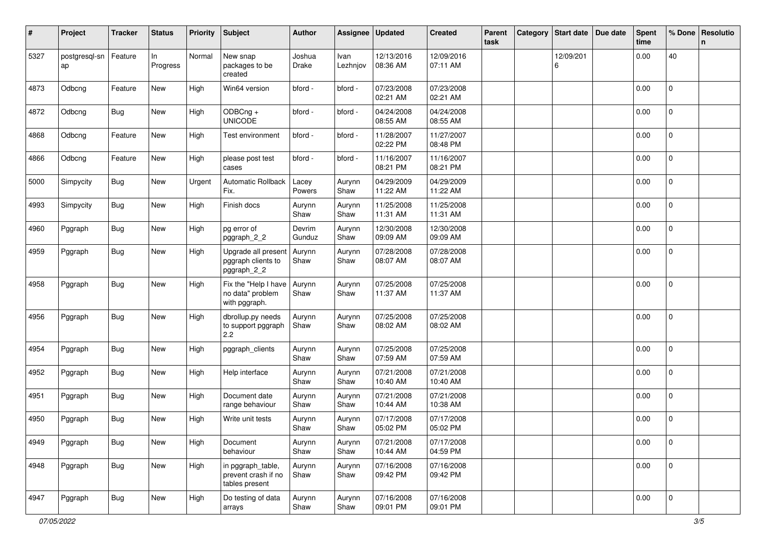| # | Project | Tracker | Status | Priority | Subject | Author | Assignee | Updated | Created | Parent task | Category | Start date | Due date | Spent time | % Done | Resolution |
|---|---|---|---|---|---|---|---|---|---|---|---|---|---|---|---|---|
| 5327 | postgresql-snap | Feature | In Progress | Normal | New snap packages to be created | Joshua Drake | Ivan Lezhnjov | 12/13/2016 08:36 AM | 12/09/2016 07:11 AM | | | 12/09/2016 | | 0.00 | 40 | |
| 4873 | Odbcng | Feature | New | High | Win64 version | bford - | bford - | 07/23/2008 02:21 AM | 07/23/2008 02:21 AM | | | | | 0.00 | 0 | |
| 4872 | Odbcng | Bug | New | High | ODBCng + UNICODE | bford - | bford - | 04/24/2008 08:55 AM | 04/24/2008 08:55 AM | | | | | 0.00 | 0 | |
| 4868 | Odbcng | Feature | New | High | Test environment | bford - | bford - | 11/28/2007 02:22 PM | 11/27/2007 08:48 PM | | | | | 0.00 | 0 | |
| 4866 | Odbcng | Feature | New | High | please post test cases | bford - | bford - | 11/16/2007 08:21 PM | 11/16/2007 08:21 PM | | | | | 0.00 | 0 | |
| 5000 | Simpycity | Bug | New | Urgent | Automatic Rollback Fix. | Lacey Powers | Aurynn Shaw | 04/29/2009 11:22 AM | 04/29/2009 11:22 AM | | | | | 0.00 | 0 | |
| 4993 | Simpycity | Bug | New | High | Finish docs | Aurynn Shaw | Aurynn Shaw | 11/25/2008 11:31 AM | 11/25/2008 11:31 AM | | | | | 0.00 | 0 | |
| 4960 | Pggraph | Bug | New | High | pg error of pggraph_2_2 | Devrim Gunduz | Aurynn Shaw | 12/30/2008 09:09 AM | 12/30/2008 09:09 AM | | | | | 0.00 | 0 | |
| 4959 | Pggraph | Bug | New | High | Upgrade all present pggraph clients to pggraph_2_2 | Aurynn Shaw | Aurynn Shaw | 07/28/2008 08:07 AM | 07/28/2008 08:07 AM | | | | | 0.00 | 0 | |
| 4958 | Pggraph | Bug | New | High | Fix the "Help I have no data" problem with pggraph. | Aurynn Shaw | Aurynn Shaw | 07/25/2008 11:37 AM | 07/25/2008 11:37 AM | | | | | 0.00 | 0 | |
| 4956 | Pggraph | Bug | New | High | dbrollup.py needs to support pggraph 2.2 | Aurynn Shaw | Aurynn Shaw | 07/25/2008 08:02 AM | 07/25/2008 08:02 AM | | | | | 0.00 | 0 | |
| 4954 | Pggraph | Bug | New | High | pggraph_clients | Aurynn Shaw | Aurynn Shaw | 07/25/2008 07:59 AM | 07/25/2008 07:59 AM | | | | | 0.00 | 0 | |
| 4952 | Pggraph | Bug | New | High | Help interface | Aurynn Shaw | Aurynn Shaw | 07/21/2008 10:40 AM | 07/21/2008 10:40 AM | | | | | 0.00 | 0 | |
| 4951 | Pggraph | Bug | New | High | Document date range behaviour | Aurynn Shaw | Aurynn Shaw | 07/21/2008 10:44 AM | 07/21/2008 10:38 AM | | | | | 0.00 | 0 | |
| 4950 | Pggraph | Bug | New | High | Write unit tests | Aurynn Shaw | Aurynn Shaw | 07/17/2008 05:02 PM | 07/17/2008 05:02 PM | | | | | 0.00 | 0 | |
| 4949 | Pggraph | Bug | New | High | Document behaviour | Aurynn Shaw | Aurynn Shaw | 07/21/2008 10:44 AM | 07/17/2008 04:59 PM | | | | | 0.00 | 0 | |
| 4948 | Pggraph | Bug | New | High | in pggraph_table, prevent crash if no tables present | Aurynn Shaw | Aurynn Shaw | 07/16/2008 09:42 PM | 07/16/2008 09:42 PM | | | | | 0.00 | 0 | |
| 4947 | Pggraph | Bug | New | High | Do testing of data arrays | Aurynn Shaw | Aurynn Shaw | 07/16/2008 09:01 PM | 07/16/2008 09:01 PM | | | | | 0.00 | 0 | |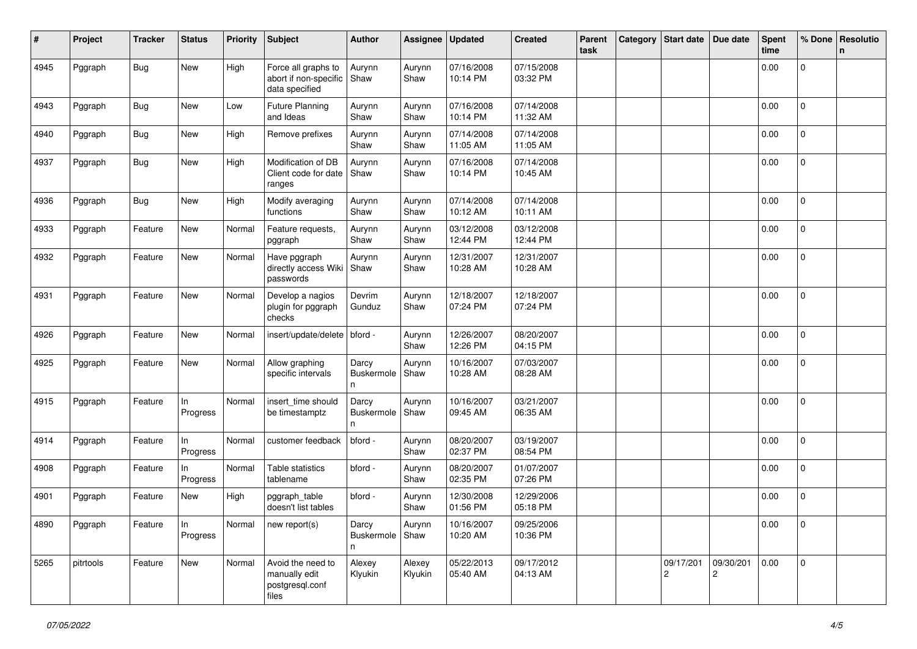| # | Project | Tracker | Status | Priority | Subject | Author | Assignee | Updated | Created | Parent task | Category | Start date | Due date | Spent time | % Done | Resolution |
|---|---|---|---|---|---|---|---|---|---|---|---|---|---|---|---|---|
| 4945 | Pggraph | Bug | New | High | Force all graphs to abort if non-specific data specified | Aurynn Shaw | Aurynn Shaw | 07/16/2008 10:14 PM | 07/15/2008 03:32 PM | | | | | 0.00 | 0 | |
| 4943 | Pggraph | Bug | New | Low | Future Planning and Ideas | Aurynn Shaw | Aurynn Shaw | 07/16/2008 10:14 PM | 07/14/2008 11:32 AM | | | | | 0.00 | 0 | |
| 4940 | Pggraph | Bug | New | High | Remove prefixes | Aurynn Shaw | Aurynn Shaw | 07/14/2008 11:05 AM | 07/14/2008 11:05 AM | | | | | 0.00 | 0 | |
| 4937 | Pggraph | Bug | New | High | Modification of DB Client code for date ranges | Aurynn Shaw | Aurynn Shaw | 07/16/2008 10:14 PM | 07/14/2008 10:45 AM | | | | | 0.00 | 0 | |
| 4936 | Pggraph | Bug | New | High | Modify averaging functions | Aurynn Shaw | Aurynn Shaw | 07/14/2008 10:12 AM | 07/14/2008 10:11 AM | | | | | 0.00 | 0 | |
| 4933 | Pggraph | Feature | New | Normal | Feature requests, pggraph | Aurynn Shaw | Aurynn Shaw | 03/12/2008 12:44 PM | 03/12/2008 12:44 PM | | | | | 0.00 | 0 | |
| 4932 | Pggraph | Feature | New | Normal | Have pggraph directly access Wiki passwords | Aurynn Shaw | Aurynn Shaw | 12/31/2007 10:28 AM | 12/31/2007 10:28 AM | | | | | 0.00 | 0 | |
| 4931 | Pggraph | Feature | New | Normal | Develop a nagios plugin for pggraph checks | Devrim Gunduz | Aurynn Shaw | 12/18/2007 07:24 PM | 12/18/2007 07:24 PM | | | | | 0.00 | 0 | |
| 4926 | Pggraph | Feature | New | Normal | insert/update/delete | bford - | Aurynn Shaw | 12/26/2007 12:26 PM | 08/20/2007 04:15 PM | | | | | 0.00 | 0 | |
| 4925 | Pggraph | Feature | New | Normal | Allow graphing specific intervals | Darcy Buskermolen | Aurynn Shaw | 10/16/2007 10:28 AM | 07/03/2007 08:28 AM | | | | | 0.00 | 0 | |
| 4915 | Pggraph | Feature | In Progress | Normal | insert_time should be timestamptz | Darcy Buskermolen | Aurynn Shaw | 10/16/2007 09:45 AM | 03/21/2007 06:35 AM | | | | | 0.00 | 0 | |
| 4914 | Pggraph | Feature | In Progress | Normal | customer feedback | bford - | Aurynn Shaw | 08/20/2007 02:37 PM | 03/19/2007 08:54 PM | | | | | 0.00 | 0 | |
| 4908 | Pggraph | Feature | In Progress | Normal | Table statistics tablename | bford - | Aurynn Shaw | 08/20/2007 02:35 PM | 01/07/2007 07:26 PM | | | | | 0.00 | 0 | |
| 4901 | Pggraph | Feature | New | High | pggraph_table doesn't list tables | bford - | Aurynn Shaw | 12/30/2008 01:56 PM | 12/29/2006 05:18 PM | | | | | 0.00 | 0 | |
| 4890 | Pggraph | Feature | In Progress | Normal | new report(s) | Darcy Buskermolen | Aurynn Shaw | 10/16/2007 10:20 AM | 09/25/2006 10:36 PM | | | | | 0.00 | 0 | |
| 5265 | pitrtools | Feature | New | Normal | Avoid the need to manually edit postgresql.conf files | Alexey Klyukin | Alexey Klyukin | 05/22/2013 05:40 AM | 09/17/2012 04:13 AM | | | 09/17/2012 | 09/30/2012 | 0.00 | 0 | |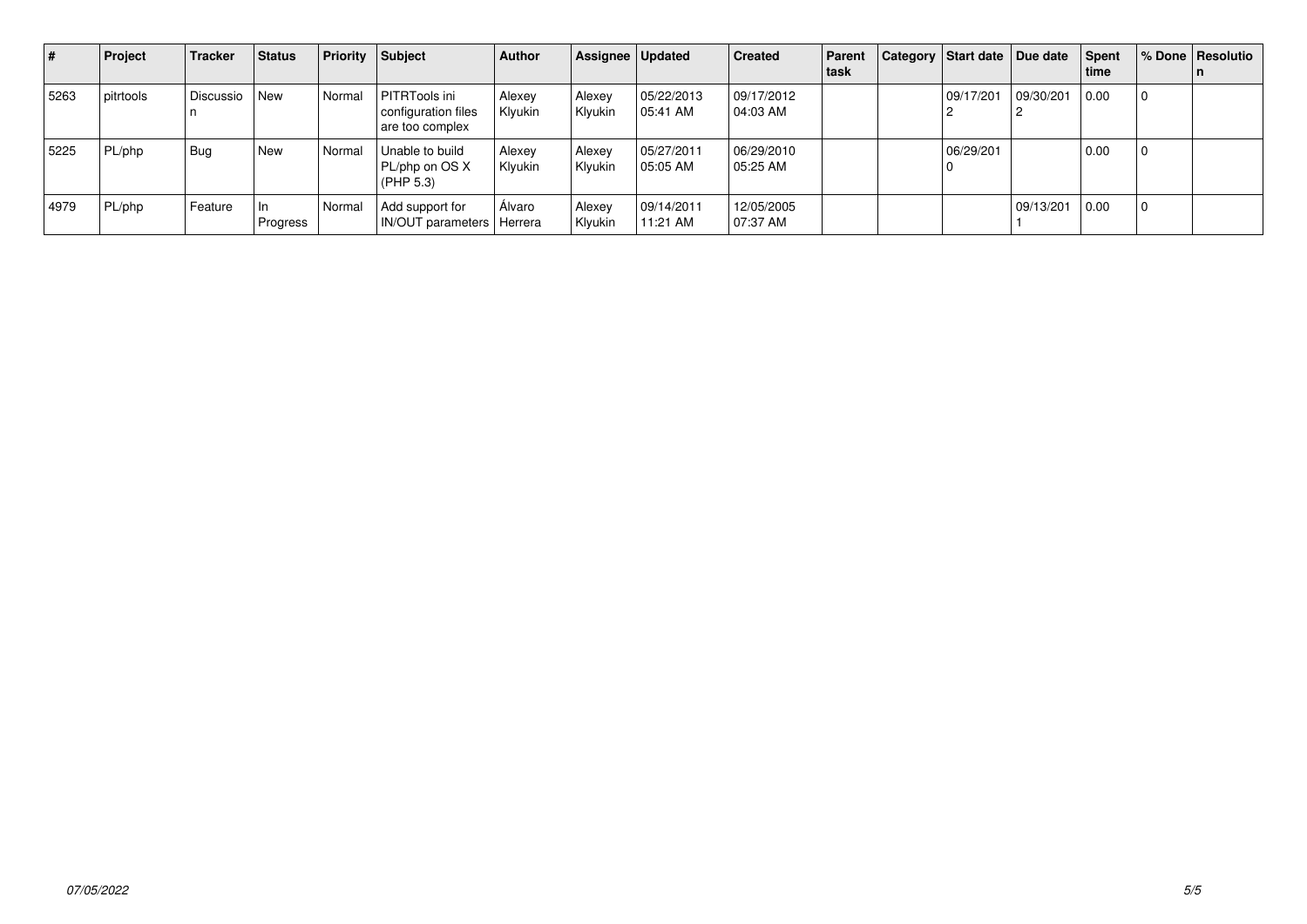| # | Project | Tracker | Status | Priority | Subject | Author | Assignee | Updated | Created | Parent task | Category | Start date | Due date | Spent time | % Done | Resolution |
|---|---|---|---|---|---|---|---|---|---|---|---|---|---|---|---|---|
| 5263 | pitrtools | Discussion | New | Normal | PITRTools ini configuration files are too complex | Alexey Klyukin | Alexey Klyukin | 05/22/2013 05:41 AM | 09/17/2012 04:03 AM | | | 09/17/2012 | 09/30/2012 | 0.00 | 0 | |
| 5225 | PL/php | Bug | New | Normal | Unable to build PL/php on OS X (PHP 5.3) | Alexey Klyukin | Alexey Klyukin | 05/27/2011 05:05 AM | 06/29/2010 05:25 AM | | | 06/29/2010 | | 0.00 | 0 | |
| 4979 | PL/php | Feature | In Progress | Normal | Add support for IN/OUT parameters | Álvaro Herrera | Alexey Klyukin | 09/14/2011 11:21 AM | 12/05/2005 07:37 AM | | | | 09/13/2011 | 0.00 | 0 | |

*07/05/2022*